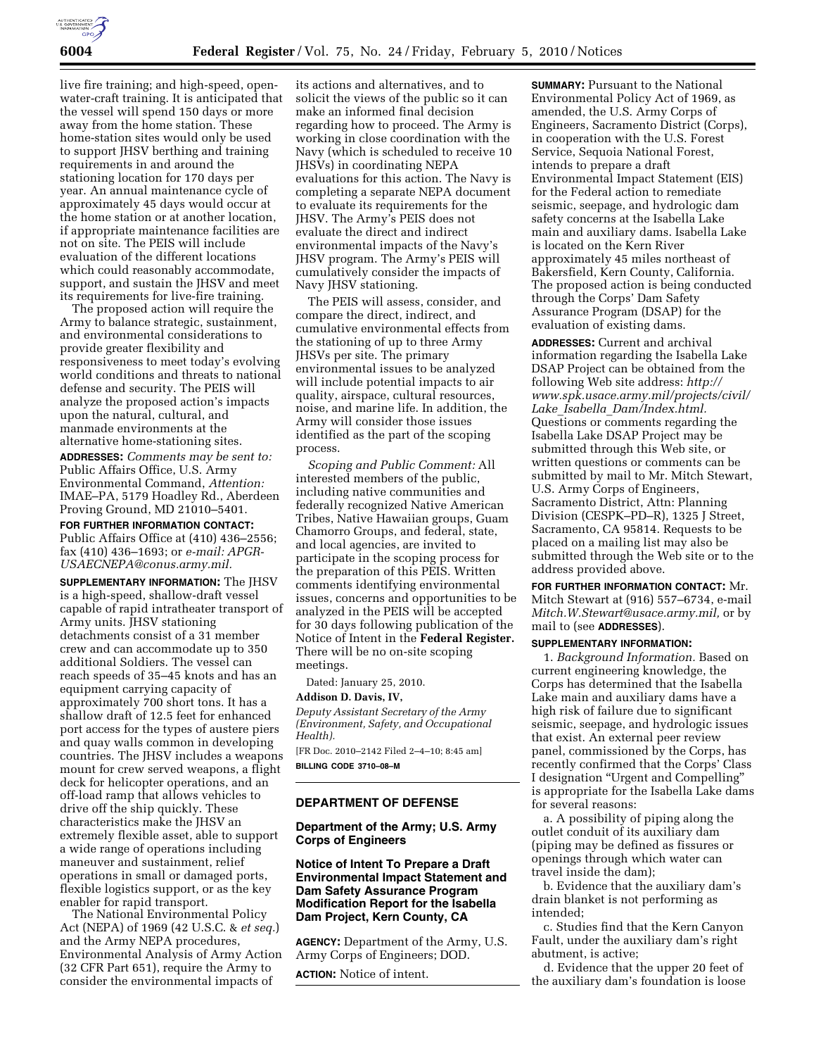live fire training; and high-speed, open-water-craft training. It is anticipated that the vessel will spend 150 days or more away from the home station. These home-station sites would only be used to support JHSV berthing and training requirements in and around the stationing location for 170 days per year. An annual maintenance cycle of approximately 45 days would occur at the home station or at another location, if appropriate maintenance facilities are not on site. The PEIS will include evaluation of the different locations which could reasonably accommodate, support, and sustain the JHSV and meet its requirements for live-fire training.

The proposed action will require the Army to balance strategic, sustainment, and environmental considerations to provide greater flexibility and responsiveness to meet today's evolving world conditions and threats to national defense and security. The PEIS will analyze the proposed action's impacts upon the natural, cultural, and manmade environments at the alternative home-stationing sites.

**ADDRESSES:** *Comments may be sent to:* Public Affairs Office, U.S. Army Environmental Command, *Attention:* IMAE–PA, 5179 Hoadley Rd., Aberdeen Proving Ground, MD 21010–5401.

**FOR FURTHER INFORMATION CONTACT:** Public Affairs Office at (410) 436–2556; fax (410) 436–1693; or *e-mail: APGR-USAECNEPA@conus.army.mil.*

**SUPPLEMENTARY INFORMATION:** The JHSV is a high-speed, shallow-draft vessel capable of rapid intratheater transport of Army units. JHSV stationing detachments consist of a 31 member crew and can accommodate up to 350 additional Soldiers. The vessel can reach speeds of 35–45 knots and has an equipment carrying capacity of approximately 700 short tons. It has a shallow draft of 12.5 feet for enhanced port access for the types of austere piers and quay walls common in developing countries. The JHSV includes a weapons mount for crew served weapons, a flight deck for helicopter operations, and an off-load ramp that allows vehicles to drive off the ship quickly. These characteristics make the JHSV an extremely flexible asset, able to support a wide range of operations including maneuver and sustainment, relief operations in small or damaged ports, flexible logistics support, or as the key enabler for rapid transport.

The National Environmental Policy Act (NEPA) of 1969 (42 U.S.C. & *et seq.*) and the Army NEPA procedures, Environmental Analysis of Army Action (32 CFR Part 651), require the Army to consider the environmental impacts of its actions and alternatives, and to solicit the views of the public so it can make an informed final decision regarding how to proceed. The Army is working in close coordination with the Navy (which is scheduled to receive 10 JHSVs) in coordinating NEPA evaluations for this action. The Navy is completing a separate NEPA document to evaluate its requirements for the JHSV. The Army's PEIS does not evaluate the direct and indirect environmental impacts of the Navy's JHSV program. The Army's PEIS will cumulatively consider the impacts of Navy JHSV stationing.

The PEIS will assess, consider, and compare the direct, indirect, and cumulative environmental effects from the stationing of up to three Army JHSVs per site. The primary environmental issues to be analyzed will include potential impacts to air quality, airspace, cultural resources, noise, and marine life. In addition, the Army will consider those issues identified as the part of the scoping process.

*Scoping and Public Comment:* All interested members of the public, including native communities and federally recognized Native American Tribes, Native Hawaiian groups, Guam Chamorro Groups, and federal, state, and local agencies, are invited to participate in the scoping process for the preparation of this PEIS. Written comments identifying environmental issues, concerns and opportunities to be analyzed in the PEIS will be accepted for 30 days following publication of the Notice of Intent in the **Federal Register.** There will be no on-site scoping meetings.

Dated: January 25, 2010.

**Addison D. Davis, IV,**

*Deputy Assistant Secretary of the Army (Environment, Safety, and Occupational Health).*

[FR Doc. 2010–2142 Filed 2–4–10; 8:45 am]

**BILLING CODE 3710–08–M**

## DEPARTMENT OF DEFENSE

### Department of the Army; U.S. Army Corps of Engineers

### Notice of Intent To Prepare a Draft Environmental Impact Statement and Dam Safety Assurance Program Modification Report for the Isabella Dam Project, Kern County, CA

**AGENCY:** Department of the Army, U.S. Army Corps of Engineers; DOD.

**ACTION:** Notice of intent.

**SUMMARY:** Pursuant to the National Environmental Policy Act of 1969, as amended, the U.S. Army Corps of Engineers, Sacramento District (Corps), in cooperation with the U.S. Forest Service, Sequoia National Forest, intends to prepare a draft Environmental Impact Statement (EIS) for the Federal action to remediate seismic, seepage, and hydrologic dam safety concerns at the Isabella Lake main and auxiliary dams. Isabella Lake is located on the Kern River approximately 45 miles northeast of Bakersfield, Kern County, California. The proposed action is being conducted through the Corps' Dam Safety Assurance Program (DSAP) for the evaluation of existing dams.

**ADDRESSES:** Current and archival information regarding the Isabella Lake DSAP Project can be obtained from the following Web site address: *http://www.spk.usace.army.mil/projects/civil/Lake_Isabella_Dam/Index.html.* Questions or comments regarding the Isabella Lake DSAP Project may be submitted through this Web site, or written questions or comments can be submitted by mail to Mr. Mitch Stewart, U.S. Army Corps of Engineers, Sacramento District, Attn: Planning Division (CESPK–PD–R), 1325 J Street, Sacramento, CA 95814. Requests to be placed on a mailing list may also be submitted through the Web site or to the address provided above.

**FOR FURTHER INFORMATION CONTACT:** Mr. Mitch Stewart at (916) 557–6734, e-mail *Mitch.W.Stewart@usace.army.mil,* or by mail to (see **ADDRESSES**).

**SUPPLEMENTARY INFORMATION:**

1. *Background Information.* Based on current engineering knowledge, the Corps has determined that the Isabella Lake main and auxiliary dams have a high risk of failure due to significant seismic, seepage, and hydrologic issues that exist. An external peer review panel, commissioned by the Corps, has recently confirmed that the Corps' Class I designation "Urgent and Compelling" is appropriate for the Isabella Lake dams for several reasons:

a. A possibility of piping along the outlet conduit of its auxiliary dam (piping may be defined as fissures or openings through which water can travel inside the dam);

b. Evidence that the auxiliary dam's drain blanket is not performing as intended;

c. Studies find that the Kern Canyon Fault, under the auxiliary dam's right abutment, is active;

d. Evidence that the upper 20 feet of the auxiliary dam's foundation is loose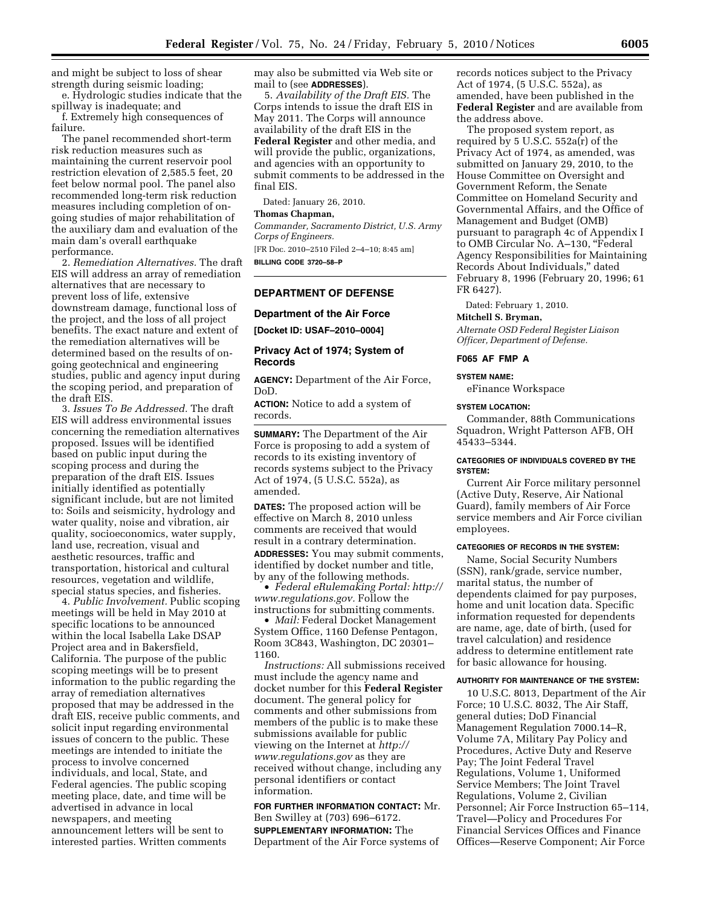and might be subject to loss of shear strength during seismic loading;

e. Hydrologic studies indicate that the spillway is inadequate; and

f. Extremely high consequences of failure.

The panel recommended short-term risk reduction measures such as maintaining the current reservoir pool restriction elevation of 2,585.5 feet, 20 feet below normal pool. The panel also recommended long-term risk reduction measures including completion of on-going studies of major rehabilitation of the auxiliary dam and evaluation of the main dam's overall earthquake performance.

2. *Remediation Alternatives.* The draft EIS will address an array of remediation alternatives that are necessary to prevent loss of life, extensive downstream damage, functional loss of the project, and the loss of all project benefits. The exact nature and extent of the remediation alternatives will be determined based on the results of on-going geotechnical and engineering studies, public and agency input during the scoping period, and preparation of the draft EIS.

3. *Issues To Be Addressed.* The draft EIS will address environmental issues concerning the remediation alternatives proposed. Issues will be identified based on public input during the scoping process and during the preparation of the draft EIS. Issues initially identified as potentially significant include, but are not limited to: Soils and seismicity, hydrology and water quality, noise and vibration, air quality, socioeconomics, water supply, land use, recreation, visual and aesthetic resources, traffic and transportation, historical and cultural resources, vegetation and wildlife, special status species, and fisheries.

4. *Public Involvement.* Public scoping meetings will be held in May 2010 at specific locations to be announced within the local Isabella Lake DSAP Project area and in Bakersfield, California. The purpose of the public scoping meetings will be to present information to the public regarding the array of remediation alternatives proposed that may be addressed in the draft EIS, receive public comments, and solicit input regarding environmental issues of concern to the public. These meetings are intended to initiate the process to involve concerned individuals, and local, State, and Federal agencies. The public scoping meeting place, date, and time will be advertised in advance in local newspapers, and meeting announcement letters will be sent to interested parties. Written comments may also be submitted via Web site or mail to (see **ADDRESSES**).

5. *Availability of the Draft EIS.* The Corps intends to issue the draft EIS in May 2011. The Corps will announce availability of the draft EIS in the **Federal Register** and other media, and will provide the public, organizations, and agencies with an opportunity to submit comments to be addressed in the final EIS.

Dated: January 26, 2010.

**Thomas Chapman,**

*Commander, Sacramento District, U.S. Army Corps of Engineers.*

[FR Doc. 2010–2510 Filed 2–4–10; 8:45 am]

**BILLING CODE 3720–58–P**

## DEPARTMENT OF DEFENSE

### Department of the Air Force

**[Docket ID: USAF–2010–0004]**

### Privacy Act of 1974; System of Records

**AGENCY:** Department of the Air Force, DoD.

**ACTION:** Notice to add a system of records.

**SUMMARY:** The Department of the Air Force is proposing to add a system of records to its existing inventory of records systems subject to the Privacy Act of 1974, (5 U.S.C. 552a), as amended.

**DATES:** The proposed action will be effective on March 8, 2010 unless comments are received that would result in a contrary determination.

**ADDRESSES:** You may submit comments, identified by docket number and title, by any of the following methods.

- *Federal eRulemaking Portal: http://www.regulations.gov.* Follow the instructions for submitting comments.
- *Mail:* Federal Docket Management System Office, 1160 Defense Pentagon, Room 3C843, Washington, DC 20301–1160.

*Instructions:* All submissions received must include the agency name and docket number for this **Federal Register** document. The general policy for comments and other submissions from members of the public is to make these submissions available for public viewing on the Internet at *http://www.regulations.gov* as they are received without change, including any personal identifiers or contact information.

**FOR FURTHER INFORMATION CONTACT:** Mr. Ben Swilley at (703) 696–6172.

**SUPPLEMENTARY INFORMATION:** The Department of the Air Force systems of records notices subject to the Privacy Act of 1974, (5 U.S.C. 552a), as amended, have been published in the **Federal Register** and are available from the address above.

The proposed system report, as required by 5 U.S.C. 552a(r) of the Privacy Act of 1974, as amended, was submitted on January 29, 2010, to the House Committee on Oversight and Government Reform, the Senate Committee on Homeland Security and Governmental Affairs, and the Office of Management and Budget (OMB) pursuant to paragraph 4c of Appendix I to OMB Circular No. A–130, "Federal Agency Responsibilities for Maintaining Records About Individuals," dated February 8, 1996 (February 20, 1996; 61 FR 6427).

Dated: February 1, 2010.

**Mitchell S. Bryman,**

*Alternate OSD Federal Register Liaison Officer, Department of Defense.*

#### F065 AF FMP A

**SYSTEM NAME:**

eFinance Workspace

**SYSTEM LOCATION:**

Commander, 88th Communications Squadron, Wright Patterson AFB, OH 45433–5344.

**CATEGORIES OF INDIVIDUALS COVERED BY THE SYSTEM:**

Current Air Force military personnel (Active Duty, Reserve, Air National Guard), family members of Air Force service members and Air Force civilian employees.

**CATEGORIES OF RECORDS IN THE SYSTEM:**

Name, Social Security Numbers (SSN), rank/grade, service number, marital status, the number of dependents claimed for pay purposes, home and unit location data. Specific information requested for dependents are name, age, date of birth, (used for travel calculation) and residence address to determine entitlement rate for basic allowance for housing.

**AUTHORITY FOR MAINTENANCE OF THE SYSTEM:**

10 U.S.C. 8013, Department of the Air Force; 10 U.S.C. 8032, The Air Staff, general duties; DoD Financial Management Regulation 7000.14–R, Volume 7A, Military Pay Policy and Procedures, Active Duty and Reserve Pay; The Joint Federal Travel Regulations, Volume 1, Uniformed Service Members; The Joint Travel Regulations, Volume 2, Civilian Personnel; Air Force Instruction 65–114, Travel—Policy and Procedures For Financial Services Offices and Finance Offices—Reserve Component; Air Force